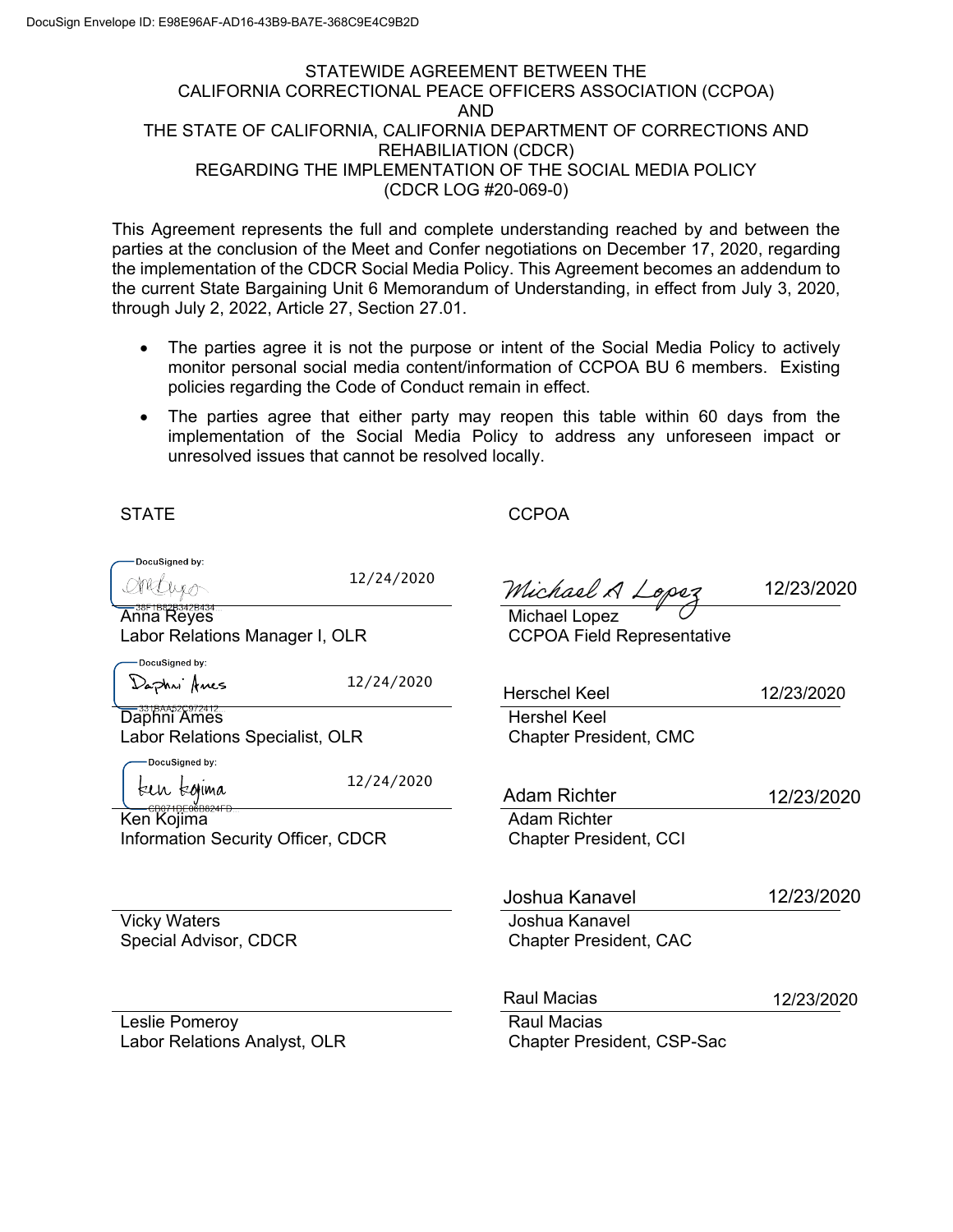DocuSign Envelope ID: E98E96AF-AD16-43B9-BA7E-368C9E4C9B2D

STATEWIDE AGREEMENT BETWEEN THE
CALIFORNIA CORRECTIONAL PEACE OFFICERS ASSOCIATION (CCPOA)
AND
THE STATE OF CALIFORNIA, CALIFORNIA DEPARTMENT OF CORRECTIONS AND REHABILIATION (CDCR)
REGARDING THE IMPLEMENTATION OF THE SOCIAL MEDIA POLICY
(CDCR LOG #20-069-0)

This Agreement represents the full and complete understanding reached by and between the parties at the conclusion of the Meet and Confer negotiations on December 17, 2020, regarding the implementation of the CDCR Social Media Policy. This Agreement becomes an addendum to the current State Bargaining Unit 6 Memorandum of Understanding, in effect from July 3, 2020, through July 2, 2022, Article 27, Section 27.01.

- The parties agree it is not the purpose or intent of the Social Media Policy to actively monitor personal social media content/information of CCPOA BU 6 members. Existing policies regarding the Code of Conduct remain in effect.
- The parties agree that either party may reopen this table within 60 days from the implementation of the Social Media Policy to address any unforeseen impact or unresolved issues that cannot be resolved locally.

| STATE | | CCPOA | |
|---|---|---|---|
| DocuSigned by: [signature] 38F1B82B342B434 | 12/24/2020 | Michael A Lopez | 12/23/2020 |
| Anna Reyes<br>Labor Relations Manager I, OLR | | Michael Lopez<br>CCPOA Field Representative | |
| DocuSigned by: Daphni Ames 331BAA52C972412 | 12/24/2020 | Herschel Keel | 12/23/2020 |
| Daphni Ames<br>Labor Relations Specialist, OLR | | Hershel Keel<br>Chapter President, CMC | |
| DocuSigned by: Ken Kojima CD071DE06B624FD | 12/24/2020 | Adam Richter | 12/23/2020 |
| Ken Kojima<br>Information Security Officer, CDCR | | Adam Richter<br>Chapter President, CCI | |
| | | Joshua Kanavel | 12/23/2020 |
| Vicky Waters<br>Special Advisor, CDCR | | Joshua Kanavel<br>Chapter President, CAC | |
| | | Raul Macias | 12/23/2020 |
| Leslie Pomeroy<br>Labor Relations Analyst, OLR | | Raul Macias<br>Chapter President, CSP-Sac | |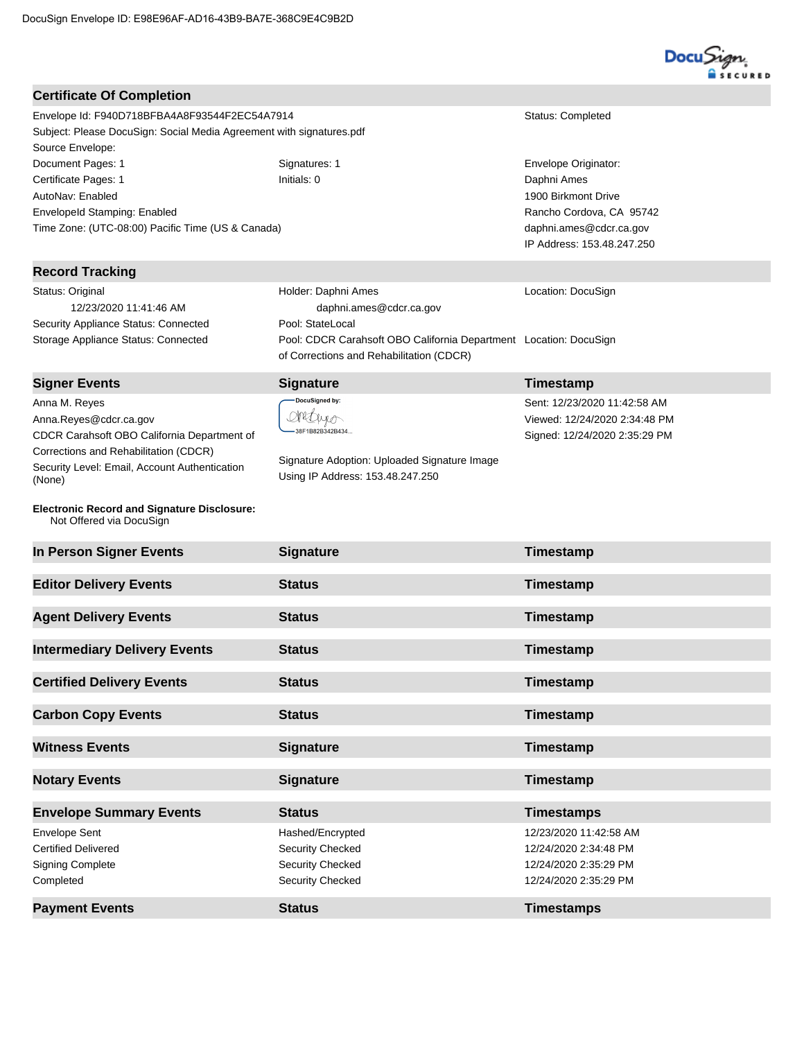DocuSign Envelope ID: E98E96AF-AD16-43B9-BA7E-368C9E4C9B2D

## Certificate Of Completion

| | | |
|---|---|---|
| Envelope Id: F940D718BFBA4A8F93544F2EC54A7914 | | Status: Completed |
| Subject: Please DocuSign: Social Media Agreement with signatures.pdf | | |
| Source Envelope: | | |
| Document Pages: 1 | Signatures: 1 | Envelope Originator: |
| Certificate Pages: 1 | Initials: 0 | Daphni Ames |
| AutoNav: Enabled | | 1900 Birkmont Drive |
| EnvelopeId Stamping: Enabled | | Rancho Cordova, CA 95742 |
| Time Zone: (UTC-08:00) Pacific Time (US & Canada) | | daphni.ames@cdcr.ca.gov |
| | | IP Address: 153.48.247.250 |

## Record Tracking

| | | |
|---|---|---|
| Status: Original<br>12/23/2020 11:41:46 AM | Holder: Daphni Ames<br>daphni.ames@cdcr.ca.gov | Location: DocuSign |
| Security Appliance Status: Connected | Pool: StateLocal | |
| Storage Appliance Status: Connected | Pool: CDCR Carahsoft OBO California Department of Corrections and Rehabilitation (CDCR) | Location: DocuSign |

| Signer Events | Signature | Timestamp |
|---|---|---|
| Anna M. Reyes<br>Anna.Reyes@cdcr.ca.gov<br>CDCR Carahsoft OBO California Department of Corrections and Rehabilitation (CDCR)<br>Security Level: Email, Account Authentication (None) | DocuSigned by:<br>38F1B82B342B434...<br>Signature Adoption: Uploaded Signature Image<br>Using IP Address: 153.48.247.250 | Sent: 12/23/2020 11:42:58 AM<br>Viewed: 12/24/2020 2:34:48 PM<br>Signed: 12/24/2020 2:35:29 PM |

**Electronic Record and Signature Disclosure:**
Not Offered via DocuSign

| In Person Signer Events | Signature | Timestamp |
|---|---|---|

| Editor Delivery Events | Status | Timestamp |
|---|---|---|

| Agent Delivery Events | Status | Timestamp |
|---|---|---|

| Intermediary Delivery Events | Status | Timestamp |
|---|---|---|

| Certified Delivery Events | Status | Timestamp |
|---|---|---|

| Carbon Copy Events | Status | Timestamp |
|---|---|---|

| Witness Events | Signature | Timestamp |
|---|---|---|

| Notary Events | Signature | Timestamp |
|---|---|---|

| Envelope Summary Events | Status | Timestamps |
|---|---|---|
| Envelope Sent | Hashed/Encrypted | 12/23/2020 11:42:58 AM |
| Certified Delivered | Security Checked | 12/24/2020 2:34:48 PM |
| Signing Complete | Security Checked | 12/24/2020 2:35:29 PM |
| Completed | Security Checked | 12/24/2020 2:35:29 PM |

| Payment Events | Status | Timestamps |
|---|---|---|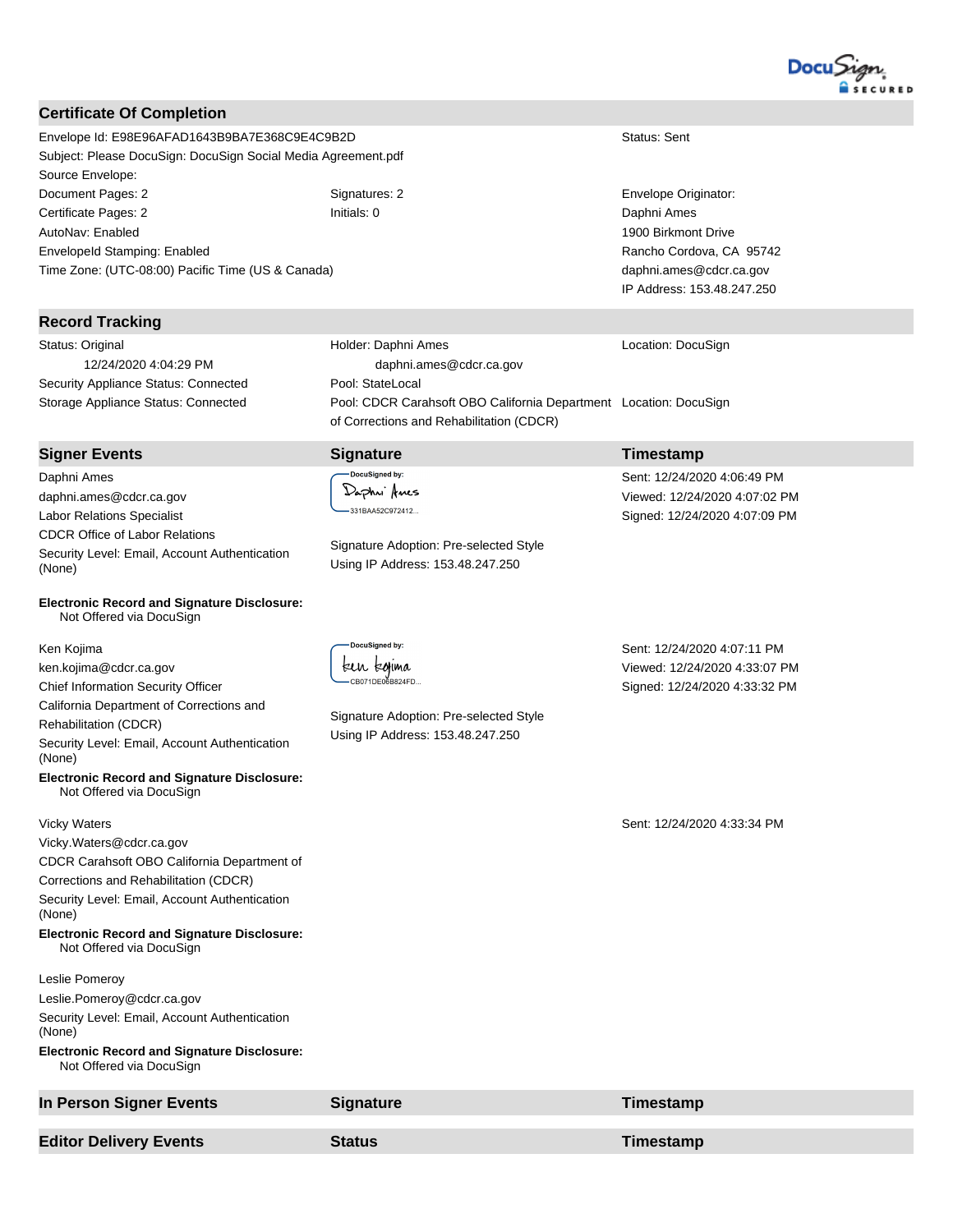## Certificate Of Completion

Envelope Id: E98E96AFAD1643B9BA7E368C9E4C9B2D | Status: Sent

Subject: Please DocuSign: DocuSign Social Media Agreement.pdf

Source Envelope:

| | | |
|---|---|---|
| Document Pages: 2 | Signatures: 2 | Envelope Originator: |
| Certificate Pages: 2 | Initials: 0 | Daphni Ames |
| AutoNav: Enabled | | 1900 Birkmont Drive |
| EnvelopeId Stamping: Enabled | | Rancho Cordova, CA 95742 |
| Time Zone: (UTC-08:00) Pacific Time (US & Canada) | | daphni.ames@cdcr.ca.gov |
| | | IP Address: 153.48.247.250 |

## Record Tracking

| | | |
|---|---|---|
| Status: Original<br>12/24/2020 4:04:29 PM | Holder: Daphni Ames<br>daphni.ames@cdcr.ca.gov | Location: DocuSign |
| Security Appliance Status: Connected | Pool: StateLocal | |
| Storage Appliance Status: Connected | Pool: CDCR Carahsoft OBO California Department of Corrections and Rehabilitation (CDCR) | Location: DocuSign |

| Signer Events | Signature | Timestamp |
|---|---|---|
| Daphni Ames<br>daphni.ames@cdcr.ca.gov<br>Labor Relations Specialist<br>CDCR Office of Labor Relations<br>Security Level: Email, Account Authentication (None)<br><br>**Electronic Record and Signature Disclosure:**<br>Not Offered via DocuSign | DocuSigned by:<br>Daphni Ames<br>331BAA52C972412...<br><br>Signature Adoption: Pre-selected Style<br>Using IP Address: 153.48.247.250 | Sent: 12/24/2020 4:06:49 PM<br>Viewed: 12/24/2020 4:07:02 PM<br>Signed: 12/24/2020 4:07:09 PM |
| Ken Kojima<br>ken.kojima@cdcr.ca.gov<br>Chief Information Security Officer<br>California Department of Corrections and Rehabilitation (CDCR)<br>Security Level: Email, Account Authentication (None)<br>**Electronic Record and Signature Disclosure:**<br>Not Offered via DocuSign | DocuSigned by:<br>ken kojima<br>CB071DE06B824FD...<br><br>Signature Adoption: Pre-selected Style<br>Using IP Address: 153.48.247.250 | Sent: 12/24/2020 4:07:11 PM<br>Viewed: 12/24/2020 4:33:07 PM<br>Signed: 12/24/2020 4:33:32 PM |
| Vicky Waters<br>Vicky.Waters@cdcr.ca.gov<br>CDCR Carahsoft OBO California Department of Corrections and Rehabilitation (CDCR)<br>Security Level: Email, Account Authentication (None)<br>**Electronic Record and Signature Disclosure:**<br>Not Offered via DocuSign | | Sent: 12/24/2020 4:33:34 PM |
| Leslie Pomeroy<br>Leslie.Pomeroy@cdcr.ca.gov<br>Security Level: Email, Account Authentication (None)<br>**Electronic Record and Signature Disclosure:**<br>Not Offered via DocuSign | | |

| In Person Signer Events | Signature | Timestamp |
|---|---|---|

| Editor Delivery Events | Status | Timestamp |
|---|---|---|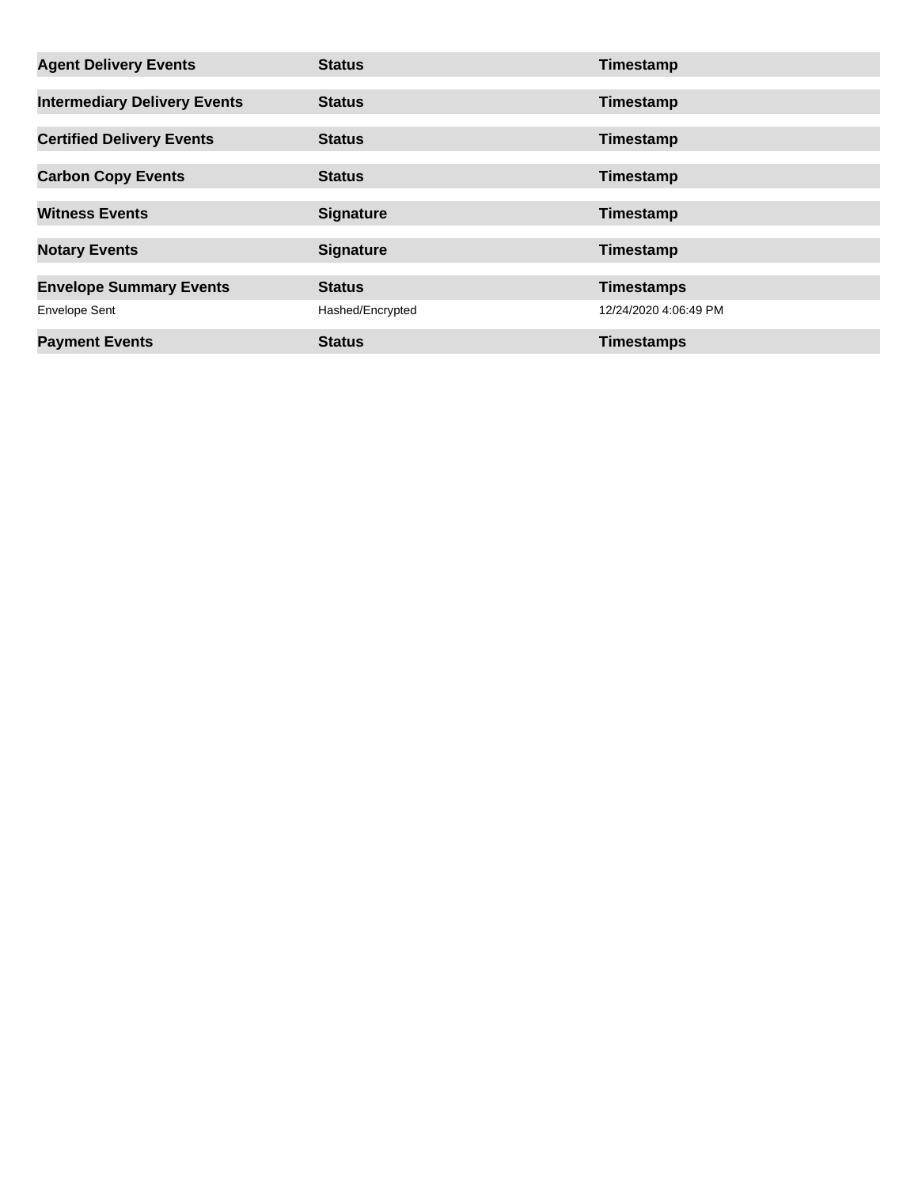| Agent Delivery Events | Status | Timestamp |
| --- | --- | --- |

| Intermediary Delivery Events | Status | Timestamp |
| --- | --- | --- |

| Certified Delivery Events | Status | Timestamp |
| --- | --- | --- |

| Carbon Copy Events | Status | Timestamp |
| --- | --- | --- |

| Witness Events | Signature | Timestamp |
| --- | --- | --- |

| Notary Events | Signature | Timestamp |
| --- | --- | --- |

| Envelope Summary Events | Status | Timestamps |
| --- | --- | --- |
| Envelope Sent | Hashed/Encrypted | 12/24/2020 4:06:49 PM |

| Payment Events | Status | Timestamps |
| --- | --- | --- |